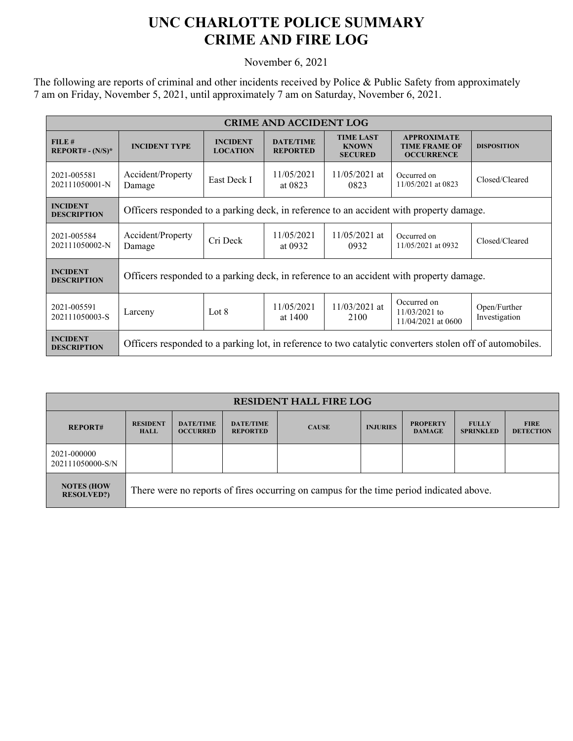# UNC CHARLOTTE POLICE SUMMARY
# CRIME AND FIRE LOG

November 6, 2021

The following are reports of criminal and other incidents received by Police & Public Safety from approximately 7 am on Friday, November 5, 2021, until approximately 7 am on Saturday, November 6, 2021.

| CRIME AND ACCIDENT LOG | | | | | | |
|---|---|---|---|---|---|---|
| **FILE # REPORT# - (N/S)*** | **INCIDENT TYPE** | **INCIDENT LOCATION** | **DATE/TIME REPORTED** | **TIME LAST KNOWN SECURED** | **APPROXIMATE TIME FRAME OF OCCURRENCE** | **DISPOSITION** |
| 2021-005581 202111050001-N | Accident/Property Damage | East Deck I | 11/05/2021 at 0823 | 11/05/2021 at 0823 | Occurred on 11/05/2021 at 0823 | Closed/Cleared |
| **INCIDENT DESCRIPTION** | Officers responded to a parking deck, in reference to an accident with property damage. | | | | | |
| 2021-005584 202111050002-N | Accident/Property Damage | Cri Deck | 11/05/2021 at 0932 | 11/05/2021 at 0932 | Occurred on 11/05/2021 at 0932 | Closed/Cleared |
| **INCIDENT DESCRIPTION** | Officers responded to a parking deck, in reference to an accident with property damage. | | | | | |
| 2021-005591 202111050003-S | Larceny | Lot 8 | 11/05/2021 at 1400 | 11/03/2021 at 2100 | Occurred on 11/03/2021 to 11/04/2021 at 0600 | Open/Further Investigation |
| **INCIDENT DESCRIPTION** | Officers responded to a parking lot, in reference to two catalytic converters stolen off of automobiles. | | | | | |

| RESIDENT HALL FIRE LOG | | | | | | | | |
|---|---|---|---|---|---|---|---|---|
| **REPORT#** | **RESIDENT HALL** | **DATE/TIME OCCURRED** | **DATE/TIME REPORTED** | **CAUSE** | **INJURIES** | **PROPERTY DAMAGE** | **FULLY SPRINKLED** | **FIRE DETECTION** |
| 2021-000000 202111050000-S/N | | | | | | | | |
| **NOTES (HOW RESOLVED?)** | There were no reports of fires occurring on campus for the time period indicated above. | | | | | | | |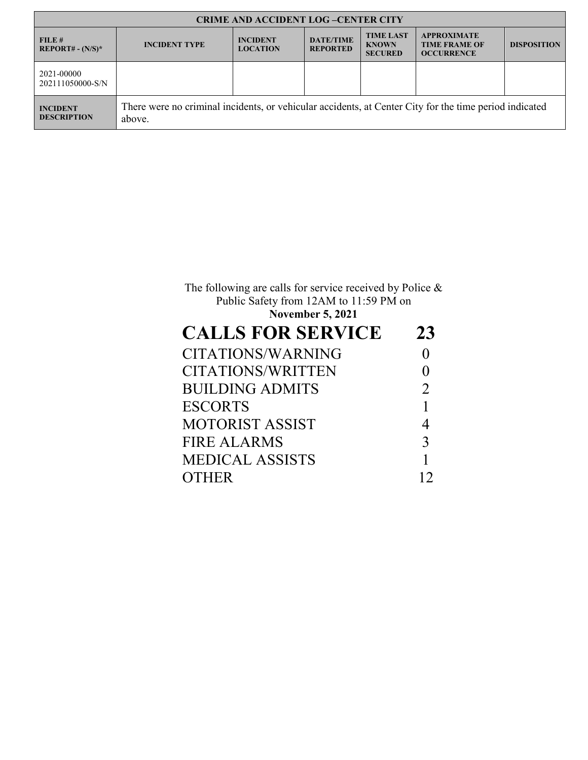| CRIME AND ACCIDENT LOG –CENTER CITY | | | | | | |
|---|---|---|---|---|---|---|
| FILE # REPORT# - (N/S)* | INCIDENT TYPE | INCIDENT LOCATION | DATE/TIME REPORTED | TIME LAST KNOWN SECURED | APPROXIMATE TIME FRAME OF OCCURRENCE | DISPOSITION |
| 2021-00000 202111050000-S/N | | | | | | |
| INCIDENT DESCRIPTION | There were no criminal incidents, or vehicular accidents, at Center City for the time period indicated above. | | | | | |

The following are calls for service received by Police & Public Safety from 12AM to 11:59 PM on

**November 5, 2021**

| | |
|---|---|
| **CALLS FOR SERVICE** | **23** |
| CITATIONS/WARNING | 0 |
| CITATIONS/WRITTEN | 0 |
| BUILDING ADMITS | 2 |
| ESCORTS | 1 |
| MOTORIST ASSIST | 4 |
| FIRE ALARMS | 3 |
| MEDICAL ASSISTS | 1 |
| OTHER | 12 |